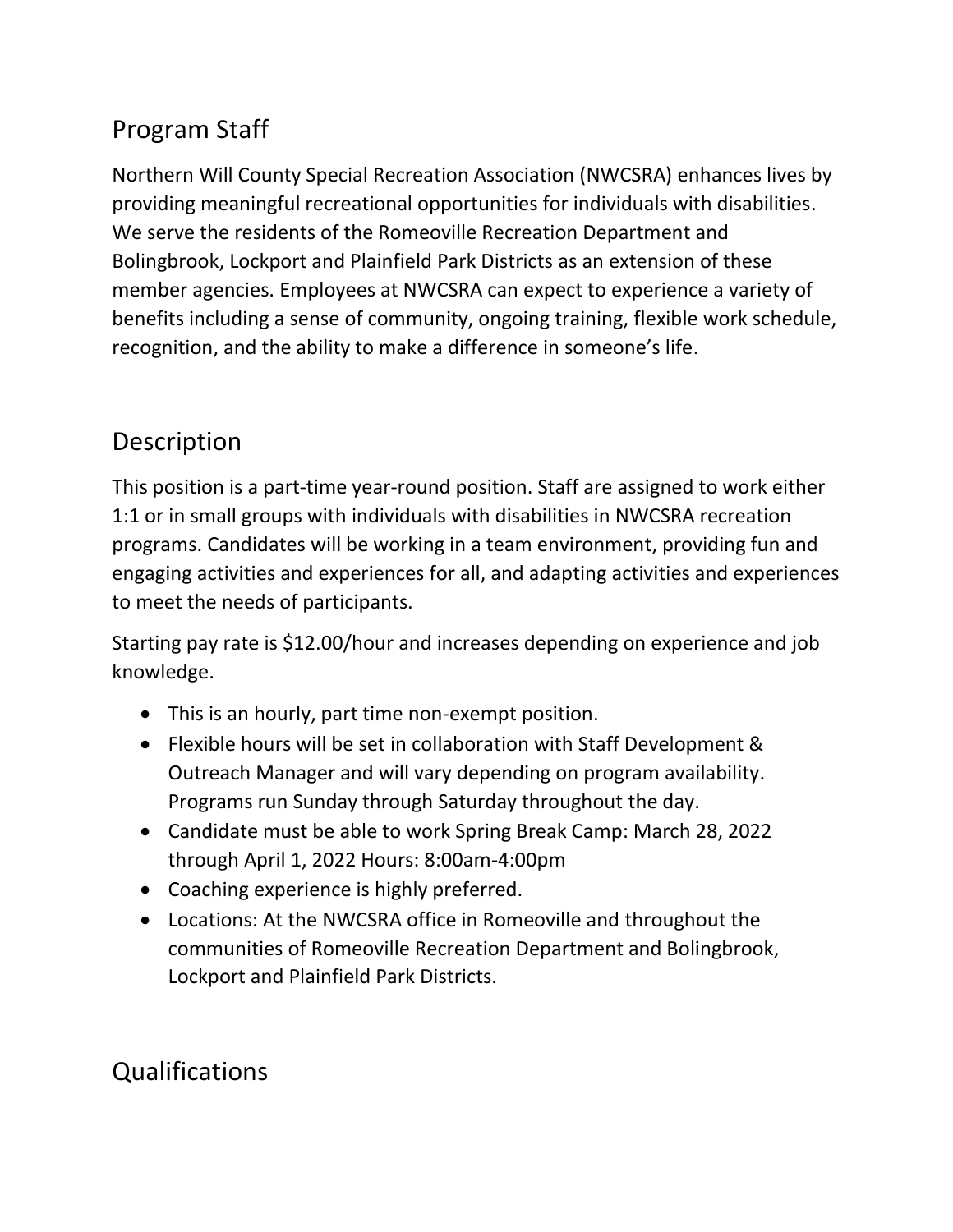## Program Staff

Northern Will County Special Recreation Association (NWCSRA) enhances lives by providing meaningful recreational opportunities for individuals with disabilities. We serve the residents of the Romeoville Recreation Department and Bolingbrook, Lockport and Plainfield Park Districts as an extension of these member agencies. Employees at NWCSRA can expect to experience a variety of benefits including a sense of community, ongoing training, flexible work schedule, recognition, and the ability to make a difference in someone's life.

## Description

This position is a part-time year-round position. Staff are assigned to work either 1:1 or in small groups with individuals with disabilities in NWCSRA recreation programs. Candidates will be working in a team environment, providing fun and engaging activities and experiences for all, and adapting activities and experiences to meet the needs of participants.

Starting pay rate is $12.00/hour and increases depending on experience and job knowledge.

- This is an hourly, part time non-exempt position.
- Flexible hours will be set in collaboration with Staff Development & Outreach Manager and will vary depending on program availability. Programs run Sunday through Saturday throughout the day.
- Candidate must be able to work Spring Break Camp: March 28, 2022 through April 1, 2022 Hours: 8:00am-4:00pm
- Coaching experience is highly preferred.
- Locations: At the NWCSRA office in Romeoville and throughout the communities of Romeoville Recreation Department and Bolingbrook, Lockport and Plainfield Park Districts.

## Qualifications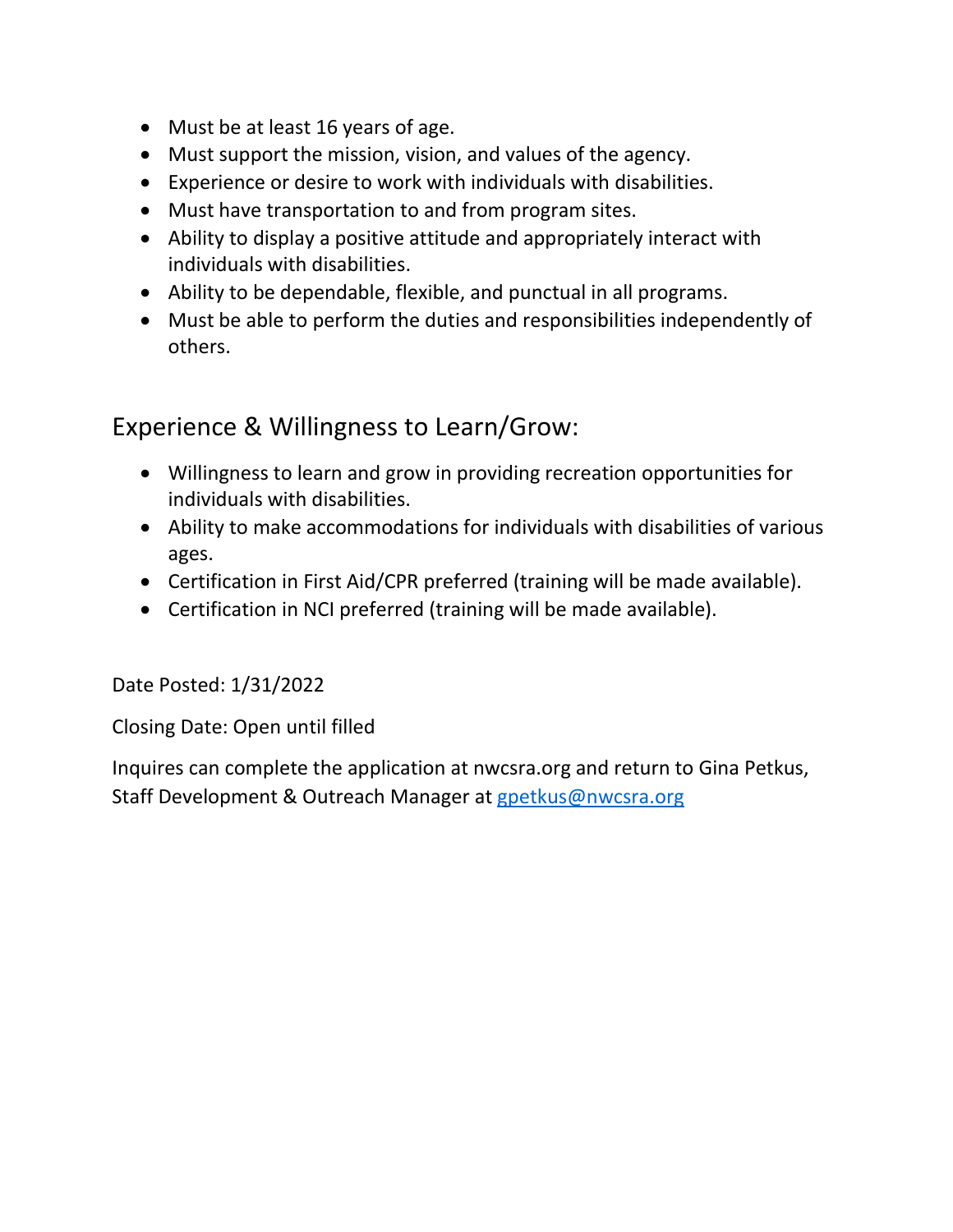- Must be at least 16 years of age.
- Must support the mission, vision, and values of the agency.
- Experience or desire to work with individuals with disabilities.
- Must have transportation to and from program sites.
- Ability to display a positive attitude and appropriately interact with individuals with disabilities.
- Ability to be dependable, flexible, and punctual in all programs.
- Must be able to perform the duties and responsibilities independently of others.

## Experience & Willingness to Learn/Grow:

- Willingness to learn and grow in providing recreation opportunities for individuals with disabilities.
- Ability to make accommodations for individuals with disabilities of various ages.
- Certification in First Aid/CPR preferred (training will be made available).
- Certification in NCI preferred (training will be made available).

Date Posted: 1/31/2022

Closing Date: Open until filled

Inquires can complete the application at nwcsra.org and return to Gina Petkus, Staff Development & Outreach Manager at gpetkus@nwcsra.org